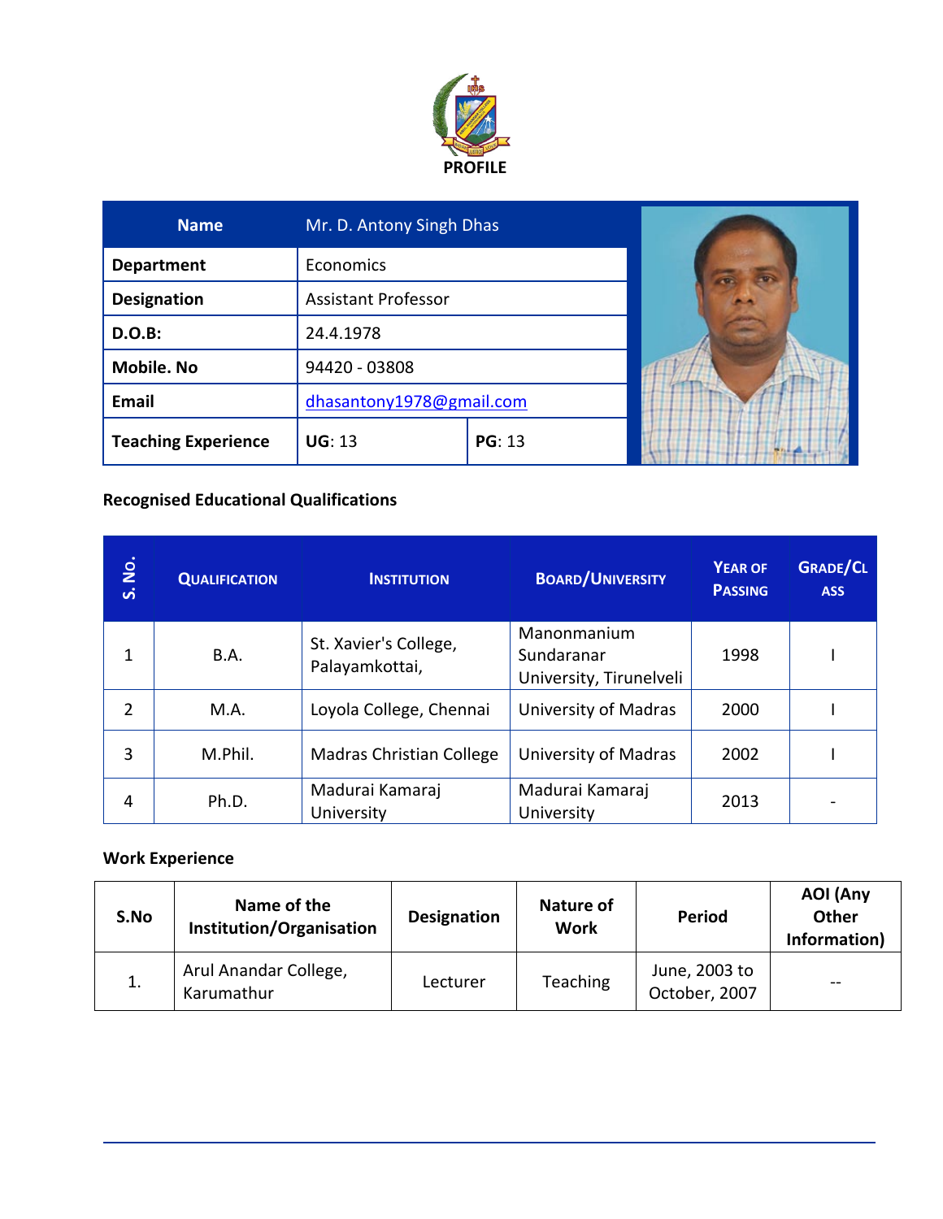# PROFILE

| Name | Mr. D. Antony Singh Dhas | |
|---|---|---|
| Department | Economics | |
| Designation | Assistant Professor | |
| D.O.B: | 24.4.1978 | |
| Mobile. No | 94420 - 03808 | |
| Email | dhasantony1978@gmail.com | |
| Teaching Experience | **UG**: 13 | **PG**: 13 |

**Recognised Educational Qualifications**

| S. No. | Qualification | Institution | Board/University | Year of Passing | Grade/Class |
|---|---|---|---|---|---|
| 1 | B.A. | St. Xavier's College, Palayamkottai, | Manonmanium Sundaranar University, Tirunelveli | 1998 | I |
| 2 | M.A. | Loyola College, Chennai | University of Madras | 2000 | I |
| 3 | M.Phil. | Madras Christian College | University of Madras | 2002 | I |
| 4 | Ph.D. | Madurai Kamaraj University | Madurai Kamaraj University | 2013 | - |

**Work Experience**

| S.No | Name of the Institution/Organisation | Designation | Nature of Work | Period | AOI (Any Other Information) |
|---|---|---|---|---|---|
| 1. | Arul Anandar College, Karumathur | Lecturer | Teaching | June, 2003 to October, 2007 | -- |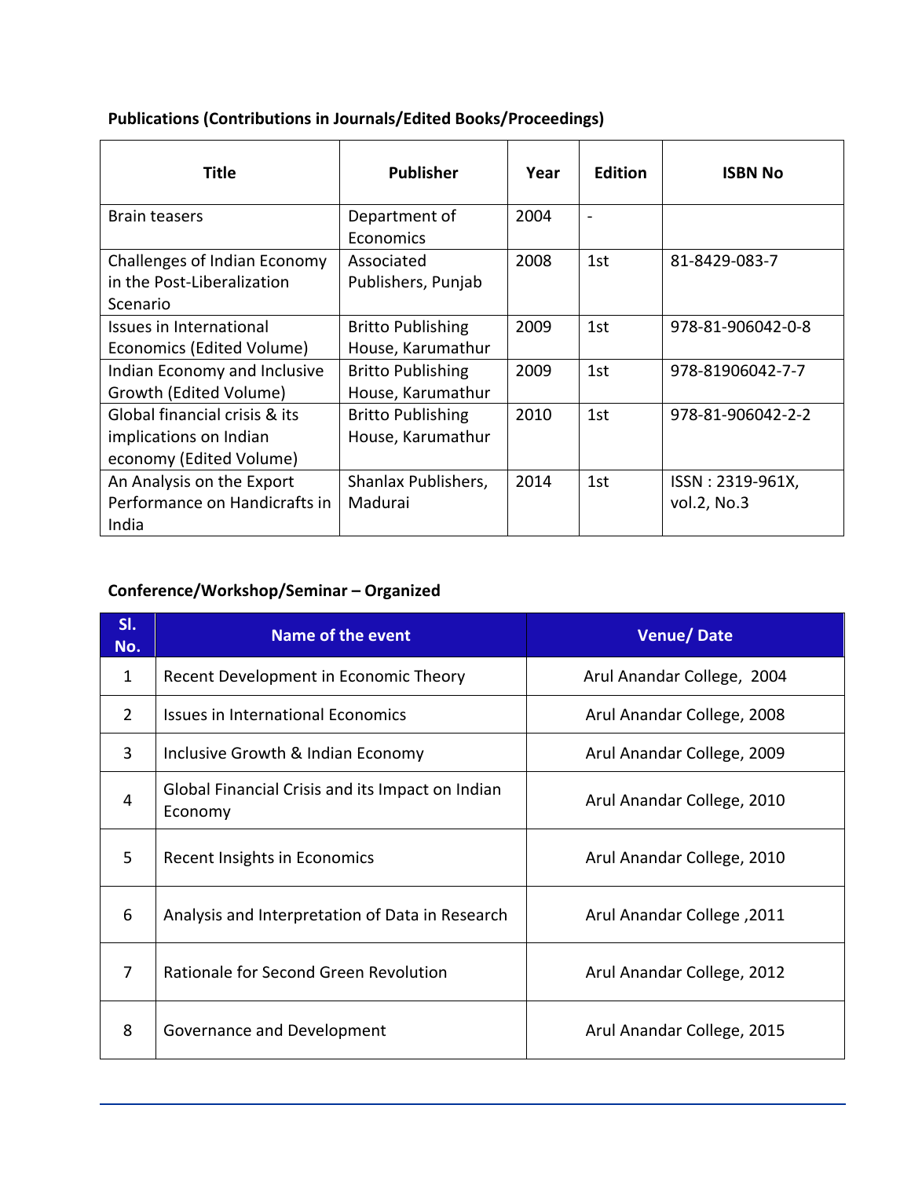**Publications (Contributions in Journals/Edited Books/Proceedings)**

| Title | Publisher | Year | Edition | ISBN No |
|---|---|---|---|---|
| Brain teasers | Department of Economics | 2004 | - | |
| Challenges of Indian Economy in the Post-Liberalization Scenario | Associated Publishers, Punjab | 2008 | 1st | 81-8429-083-7 |
| Issues in International Economics (Edited Volume) | Britto Publishing House, Karumathur | 2009 | 1st | 978-81-906042-0-8 |
| Indian Economy and Inclusive Growth (Edited Volume) | Britto Publishing House, Karumathur | 2009 | 1st | 978-81906042-7-7 |
| Global financial crisis & its implications on Indian economy (Edited Volume) | Britto Publishing House, Karumathur | 2010 | 1st | 978-81-906042-2-2 |
| An Analysis on the Export Performance on Handicrafts in India | Shanlax Publishers, Madurai | 2014 | 1st | ISSN : 2319-961X, vol.2, No.3 |

**Conference/Workshop/Seminar – Organized**

| Sl. No. | Name of the event | Venue/ Date |
|---|---|---|
| 1 | Recent Development in Economic Theory | Arul Anandar College, 2004 |
| 2 | Issues in International Economics | Arul Anandar College, 2008 |
| 3 | Inclusive Growth & Indian Economy | Arul Anandar College, 2009 |
| 4 | Global Financial Crisis and its Impact on Indian Economy | Arul Anandar College, 2010 |
| 5 | Recent Insights in Economics | Arul Anandar College, 2010 |
| 6 | Analysis and Interpretation of Data in Research | Arul Anandar College ,2011 |
| 7 | Rationale for Second Green Revolution | Arul Anandar College, 2012 |
| 8 | Governance and Development | Arul Anandar College, 2015 |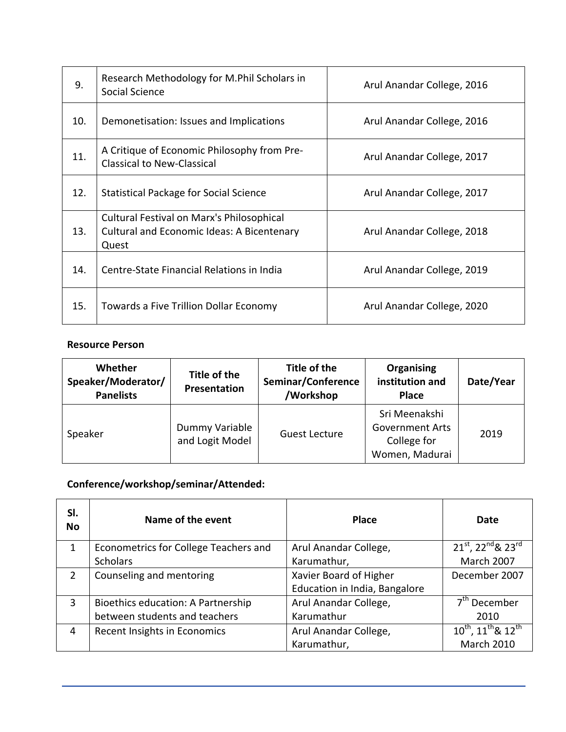| | | |
|---|---|---|
| 9. | Research Methodology for M.Phil Scholars in Social Science | Arul Anandar College, 2016 |
| 10. | Demonetisation: Issues and Implications | Arul Anandar College, 2016 |
| 11. | A Critique of Economic Philosophy from Pre-Classical to New-Classical | Arul Anandar College, 2017 |
| 12. | Statistical Package for Social Science | Arul Anandar College, 2017 |
| 13. | Cultural Festival on Marx's Philosophical Cultural and Economic Ideas: A Bicentenary Quest | Arul Anandar College, 2018 |
| 14. | Centre-State Financial Relations in India | Arul Anandar College, 2019 |
| 15. | Towards a Five Trillion Dollar Economy | Arul Anandar College, 2020 |

**Resource Person**

| Whether Speaker/Moderator/ Panelists | Title of the Presentation | Title of the Seminar/Conference /Workshop | Organising institution and Place | Date/Year |
|---|---|---|---|---|
| Speaker | Dummy Variable and Logit Model | Guest Lecture | Sri Meenakshi Government Arts College for Women, Madurai | 2019 |

**Conference/workshop/seminar/Attended:**

| Sl. No | Name of the event | Place | Date |
|---|---|---|---|
| 1 | Econometrics for College Teachers and Scholars | Arul Anandar College, Karumathur, | 21st, 22nd& 23rd March 2007 |
| 2 | Counseling and mentoring | Xavier Board of Higher Education in India, Bangalore | December 2007 |
| 3 | Bioethics education: A Partnership between students and teachers | Arul Anandar College, Karumathur | 7th December 2010 |
| 4 | Recent Insights in Economics | Arul Anandar College, Karumathur, | 10th, 11th& 12th March 2010 |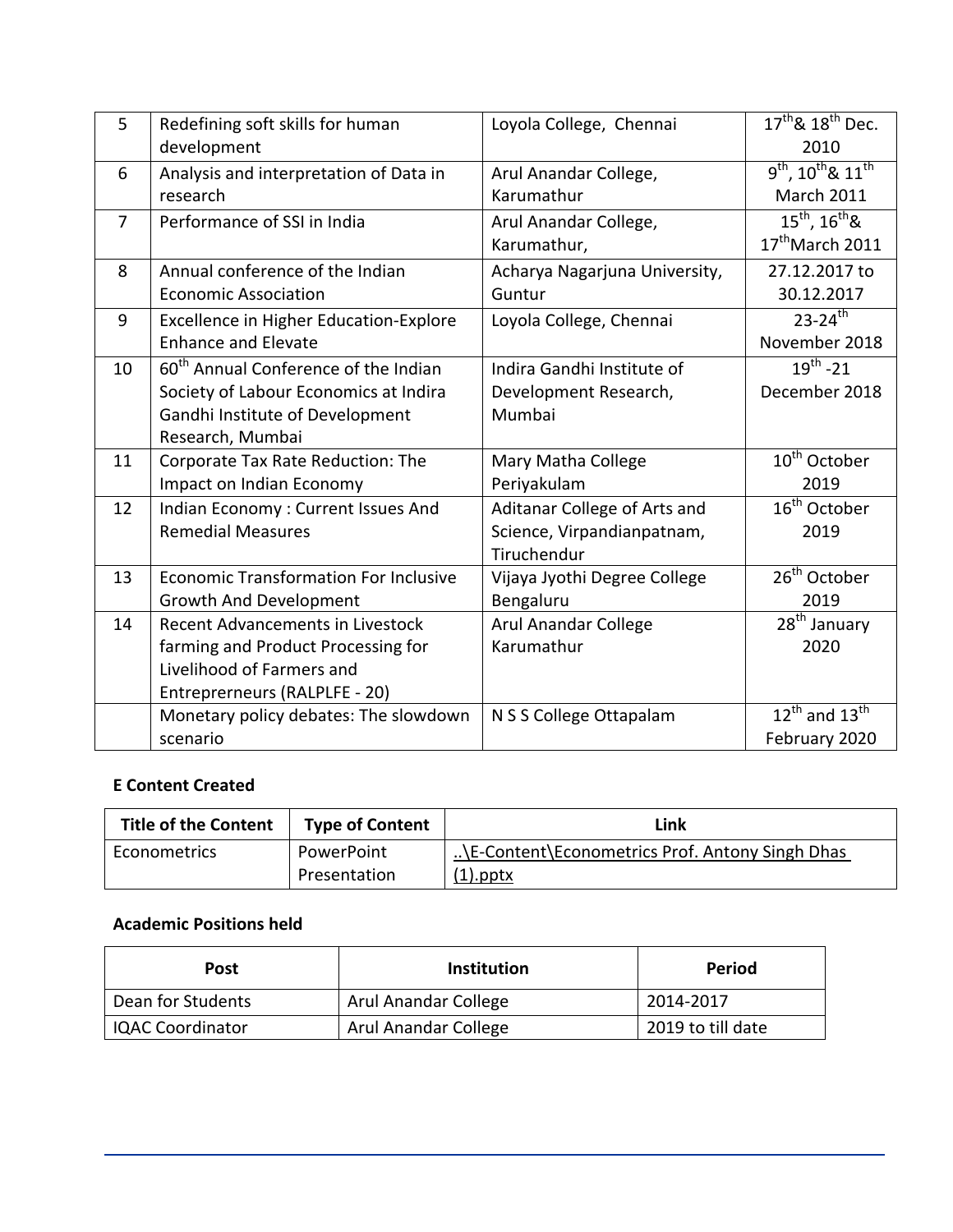| | | | |
|---|---|---|---|
| 5 | Redefining soft skills for human development | Loyola College, Chennai | 17th & 18th Dec. 2010 |
| 6 | Analysis and interpretation of Data in research | Arul Anandar College, Karumathur | 9th, 10th & 11th March 2011 |
| 7 | Performance of SSI in India | Arul Anandar College, Karumathur, | 15th, 16th & 17th March 2011 |
| 8 | Annual conference of the Indian Economic Association | Acharya Nagarjuna University, Guntur | 27.12.2017 to 30.12.2017 |
| 9 | Excellence in Higher Education-Explore Enhance and Elevate | Loyola College, Chennai | 23-24th November 2018 |
| 10 | 60th Annual Conference of the Indian Society of Labour Economics at Indira Gandhi Institute of Development Research, Mumbai | Indira Gandhi Institute of Development Research, Mumbai | 19th -21 December 2018 |
| 11 | Corporate Tax Rate Reduction: The Impact on Indian Economy | Mary Matha College Periyakulam | 10th October 2019 |
| 12 | Indian Economy : Current Issues And Remedial Measures | Aditanar College of Arts and Science, Virpandianpatnam, Tiruchendur | 16th October 2019 |
| 13 | Economic Transformation For Inclusive Growth And Development | Vijaya Jyothi Degree College Bengaluru | 26th October 2019 |
| 14 | Recent Advancements in Livestock farming and Product Processing for Livelihood of Farmers and Entreprerneurs (RALPLFE - 20) | Arul Anandar College Karumathur | 28th January 2020 |
| | Monetary policy debates: The slowdown scenario | N S S College Ottapalam | 12th and 13th February 2020 |

**E Content Created**

| Title of the Content | Type of Content | Link |
|---|---|---|
| Econometrics | PowerPoint Presentation | ..\E-Content\Econometrics Prof. Antony Singh Dhas (1).pptx |

**Academic Positions held**

| Post | Institution | Period |
|---|---|---|
| Dean for Students | Arul Anandar College | 2014-2017 |
| IQAC Coordinator | Arul Anandar College | 2019 to till date |